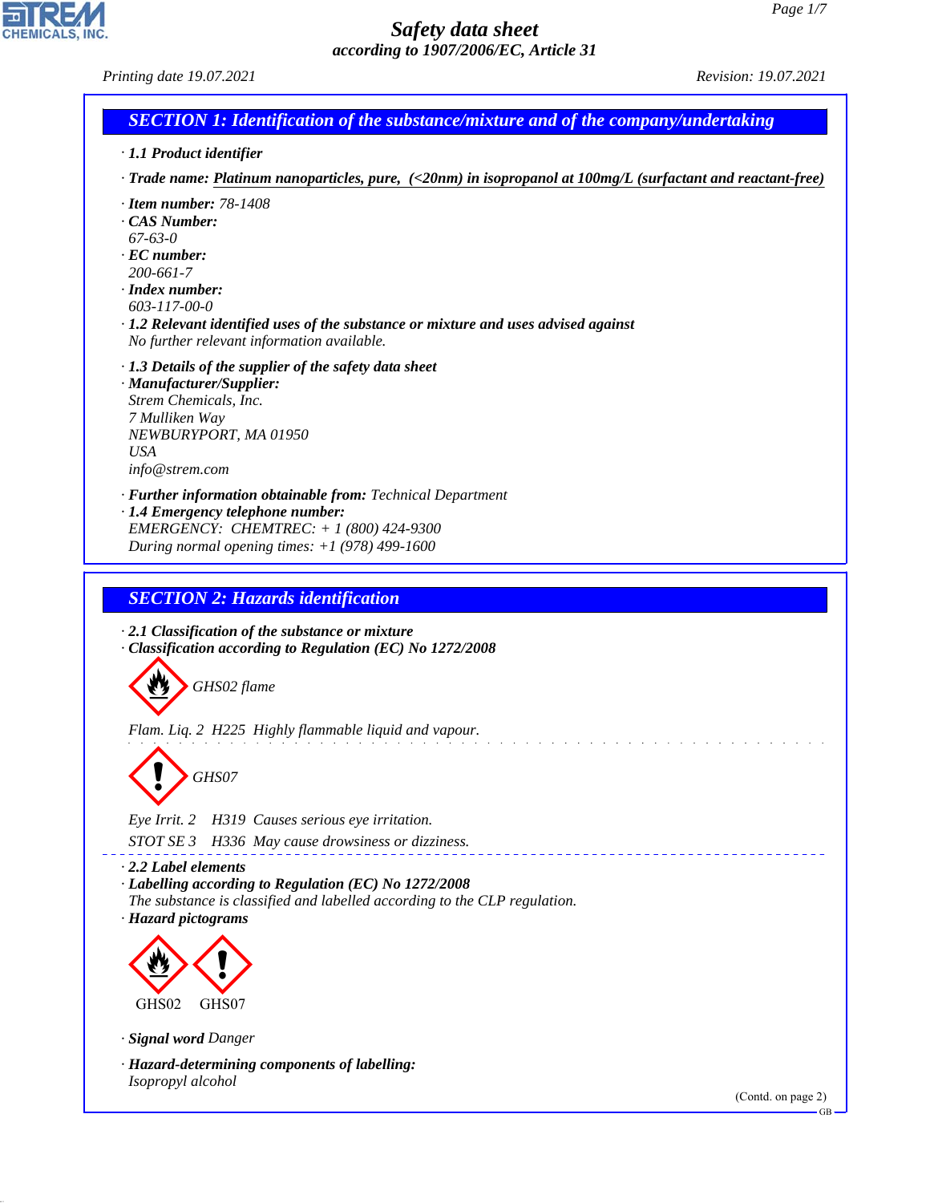# Safety data sheet

*according to 1907/2006/EC, Article 31*

*Printing date 19.07.2021* *Revision: 19.07.2021*

## SECTION 1: Identification of the substance/mixture and of the company/undertaking

· **1.1 Product identifier**

· **Trade name:** Platinum nanoparticles, pure, (<20nm) in isopropanol at 100mg/L (surfactant and reactant-free)

· **Item number:** 78-1408
· **CAS Number:**
67-63-0
· **EC number:**
200-661-7
· **Index number:**
603-117-00-0
· **1.2 Relevant identified uses of the substance or mixture and uses advised against**
No further relevant information available.

· **1.3 Details of the supplier of the safety data sheet**
· **Manufacturer/Supplier:**
Strem Chemicals, Inc.
7 Mulliken Way
NEWBURYPORT, MA 01950
USA
info@strem.com

· **Further information obtainable from:** Technical Department
· **1.4 Emergency telephone number:**
EMERGENCY: CHEMTREC: + 1 (800) 424-9300
During normal opening times: +1 (978) 499-1600

## SECTION 2: Hazards identification

· **2.1 Classification of the substance or mixture**
· **Classification according to Regulation (EC) No 1272/2008**

GHS02 flame

Flam. Liq. 2 H225 Highly flammable liquid and vapour.

GHS07

Eye Irrit. 2 H319 Causes serious eye irritation.

STOT SE 3 H336 May cause drowsiness or dizziness.

· **2.2 Label elements**
· **Labelling according to Regulation (EC) No 1272/2008**
The substance is classified and labelled according to the CLP regulation.
· **Hazard pictograms**

GHS02 GHS07

· **Signal word** Danger

· **Hazard-determining components of labelling:**
Isopropyl alcohol

(Contd. on page 2)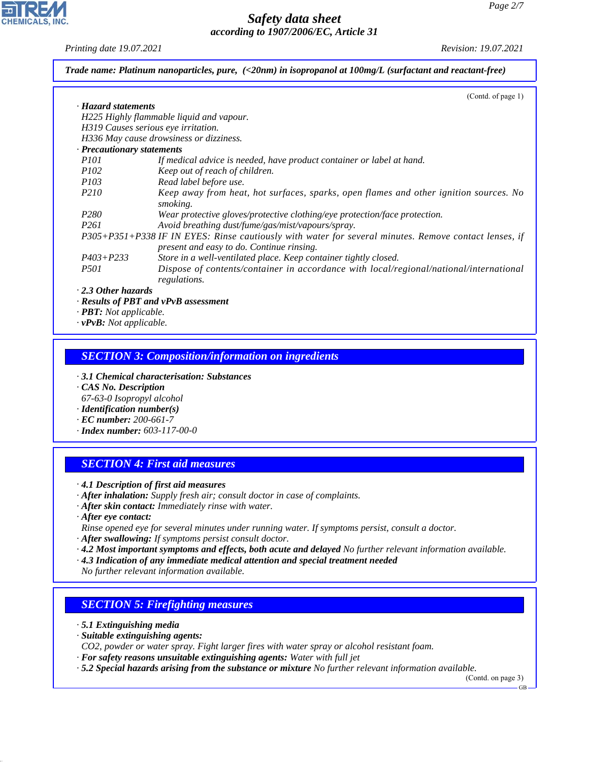**Trade name: Platinum nanoparticles, pure, (<20nm) in isopropanol at 100mg/L (surfactant and reactant-free)**

(Contd. of page 1)

· **Hazard statements**
H225 Highly flammable liquid and vapour.
H319 Causes serious eye irritation.
H336 May cause drowsiness or dizziness.

· **Precautionary statements**

| | |
|---|---|
| P101 | If medical advice is needed, have product container or label at hand. |
| P102 | Keep out of reach of children. |
| P103 | Read label before use. |
| P210 | Keep away from heat, hot surfaces, sparks, open flames and other ignition sources. No smoking. |
| P280 | Wear protective gloves/protective clothing/eye protection/face protection. |
| P261 | Avoid breathing dust/fume/gas/mist/vapours/spray. |
| P305+P351+P338 | IF IN EYES: Rinse cautiously with water for several minutes. Remove contact lenses, if present and easy to do. Continue rinsing. |
| P403+P233 | Store in a well-ventilated place. Keep container tightly closed. |
| P501 | Dispose of contents/container in accordance with local/regional/national/international regulations. |

· **2.3 Other hazards**
· **Results of PBT and vPvB assessment**
· **PBT:** Not applicable.
· **vPvB:** Not applicable.

## SECTION 3: Composition/information on ingredients

· **3.1 Chemical characterisation: Substances**
· **CAS No. Description**
67-63-0 Isopropyl alcohol
· **Identification number(s)**
· **EC number:** 200-661-7
· **Index number:** 603-117-00-0

## SECTION 4: First aid measures

· **4.1 Description of first aid measures**
· **After inhalation:** Supply fresh air; consult doctor in case of complaints.
· **After skin contact:** Immediately rinse with water.
· **After eye contact:**
Rinse opened eye for several minutes under running water. If symptoms persist, consult a doctor.
· **After swallowing:** If symptoms persist consult doctor.
· **4.2 Most important symptoms and effects, both acute and delayed** No further relevant information available.
· **4.3 Indication of any immediate medical attention and special treatment needed**
No further relevant information available.

## SECTION 5: Firefighting measures

· **5.1 Extinguishing media**
· **Suitable extinguishing agents:**
CO2, powder or water spray. Fight larger fires with water spray or alcohol resistant foam.
· **For safety reasons unsuitable extinguishing agents:** Water with full jet
· **5.2 Special hazards arising from the substance or mixture** No further relevant information available.

(Contd. on page 3)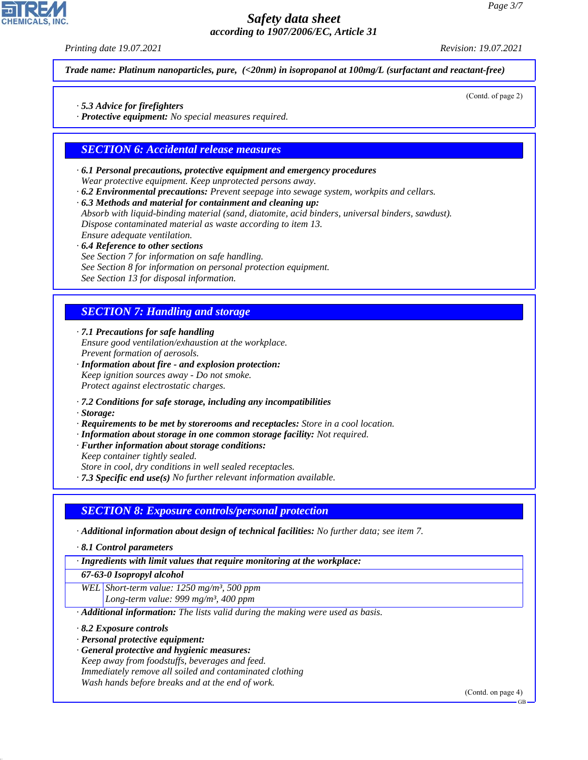*Trade name: Platinum nanoparticles, pure, (<20nm) in isopropanol at 100mg/L (surfactant and reactant-free)*

(Contd. of page 2)

· *5.3 Advice for firefighters*
· ***Protective equipment:*** *No special measures required.*

## SECTION 6: Accidental release measures

· ***6.1 Personal precautions, protective equipment and emergency procedures***
*Wear protective equipment. Keep unprotected persons away.*
· ***6.2 Environmental precautions:*** *Prevent seepage into sewage system, workpits and cellars.*
· ***6.3 Methods and material for containment and cleaning up:***
*Absorb with liquid-binding material (sand, diatomite, acid binders, universal binders, sawdust).*
*Dispose contaminated material as waste according to item 13.*
*Ensure adequate ventilation.*
· ***6.4 Reference to other sections***
*See Section 7 for information on safe handling.*
*See Section 8 for information on personal protection equipment.*
*See Section 13 for disposal information.*

## SECTION 7: Handling and storage

· ***7.1 Precautions for safe handling***
*Ensure good ventilation/exhaustion at the workplace.*
*Prevent formation of aerosols.*
· ***Information about fire - and explosion protection:***
*Keep ignition sources away - Do not smoke.*
*Protect against electrostatic charges.*

· ***7.2 Conditions for safe storage, including any incompatibilities***
· ***Storage:***
· ***Requirements to be met by storerooms and receptacles:*** *Store in a cool location.*
· ***Information about storage in one common storage facility:*** *Not required.*
· ***Further information about storage conditions:***
*Keep container tightly sealed.*
*Store in cool, dry conditions in well sealed receptacles.*
· ***7.3 Specific end use(s)*** *No further relevant information available.*

## SECTION 8: Exposure controls/personal protection

· ***Additional information about design of technical facilities:*** *No further data; see item 7.*

· ***8.1 Control parameters***

| · ***Ingredients with limit values that require monitoring at the workplace:*** | |
|---|---|
| ***67-63-0 Isopropyl alcohol*** | |
| *WEL* | *Short-term value: 1250 mg/m³, 500 ppm*<br>*Long-term value: 999 mg/m³, 400 ppm* |

· ***Additional information:*** *The lists valid during the making were used as basis.*

· ***8.2 Exposure controls***
· ***Personal protective equipment:***
· ***General protective and hygienic measures:***
*Keep away from foodstuffs, beverages and feed.*
*Immediately remove all soiled and contaminated clothing*
*Wash hands before breaks and at the end of work.*

(Contd. on page 4)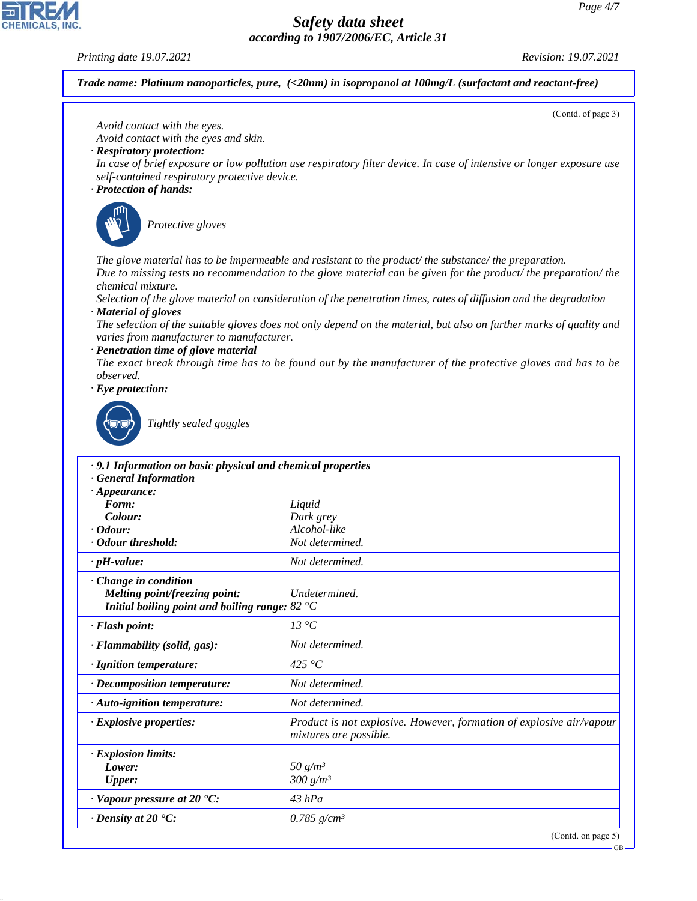**Trade name: Platinum nanoparticles, pure, (<20nm) in isopropanol at 100mg/L (surfactant and reactant-free)**

(Contd. of page 3)

*Avoid contact with the eyes.*
*Avoid contact with the eyes and skin.*

· **Respiratory protection:**
*In case of brief exposure or low pollution use respiratory filter device. In case of intensive or longer exposure use self-contained respiratory protective device.*

· **Protection of hands:**

*Protective gloves*

*The glove material has to be impermeable and resistant to the product/ the substance/ the preparation.*
*Due to missing tests no recommendation to the glove material can be given for the product/ the preparation/ the chemical mixture.*
*Selection of the glove material on consideration of the penetration times, rates of diffusion and the degradation*

· **Material of gloves**
*The selection of the suitable gloves does not only depend on the material, but also on further marks of quality and varies from manufacturer to manufacturer.*

· **Penetration time of glove material**
*The exact break through time has to be found out by the manufacturer of the protective gloves and has to be observed.*

· **Eye protection:**

*Tightly sealed goggles*

| · **9.1 Information on basic physical and chemical properties** | |
|---|---|
| · **General Information** | |
| · **Appearance:** | |
| **Form:** | Liquid |
| **Colour:** | Dark grey |
| · **Odour:** | Alcohol-like |
| · **Odour threshold:** | Not determined. |
| · **pH-value:** | Not determined. |
| · **Change in condition** | |
| **Melting point/freezing point:** | Undetermined. |
| **Initial boiling point and boiling range:** | 82 °C |
| · **Flash point:** | 13 °C |
| · **Flammability (solid, gas):** | Not determined. |
| · **Ignition temperature:** | 425 °C |
| · **Decomposition temperature:** | Not determined. |
| · **Auto-ignition temperature:** | Not determined. |
| · **Explosive properties:** | Product is not explosive. However, formation of explosive air/vapour mixtures are possible. |
| · **Explosion limits:** | |
| **Lower:** | 50 g/m³ |
| **Upper:** | 300 g/m³ |
| · **Vapour pressure at 20 °C:** | 43 hPa |
| · **Density at 20 °C:** | 0.785 g/cm³ |

(Contd. on page 5)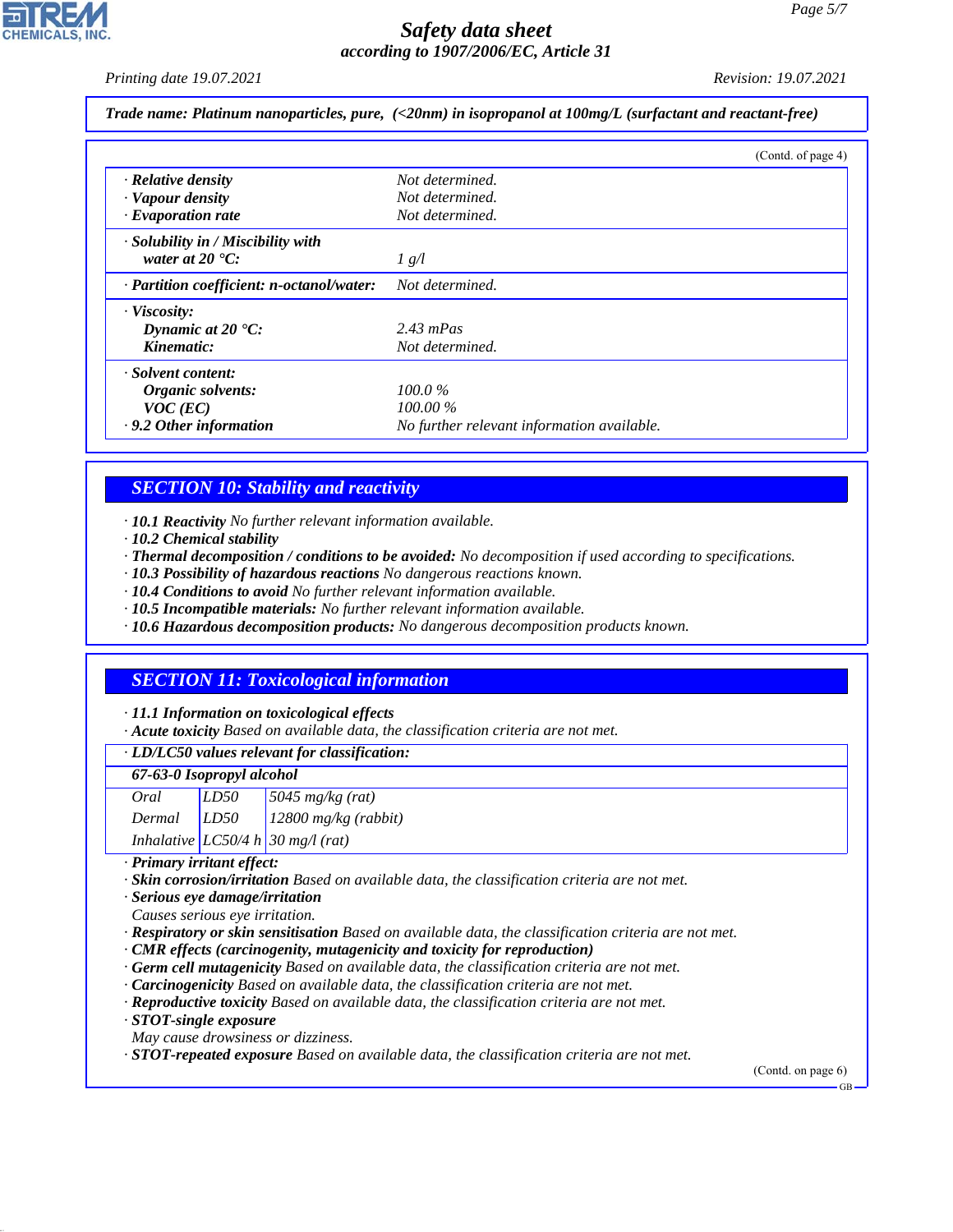**Trade name: Platinum nanoparticles, pure, (<20nm) in isopropanol at 100mg/L (surfactant and reactant-free)**

(Contd. of page 4)

· **Relative density** Not determined.
· **Vapour density** Not determined.
· **Evaporation rate** Not determined.

· **Solubility in / Miscibility with water at 20 °C:** 1 g/l

· **Partition coefficient: n-octanol/water:** Not determined.

· **Viscosity:**
**Dynamic at 20 °C:** 2.43 mPas
**Kinematic:** Not determined.

· **Solvent content:**
**Organic solvents:** 100.0 %
**VOC (EC)** 100.00 %
· **9.2 Other information** No further relevant information available.

## SECTION 10: Stability and reactivity

· **10.1 Reactivity** No further relevant information available.
· **10.2 Chemical stability**
· **Thermal decomposition / conditions to be avoided:** No decomposition if used according to specifications.
· **10.3 Possibility of hazardous reactions** No dangerous reactions known.
· **10.4 Conditions to avoid** No further relevant information available.
· **10.5 Incompatible materials:** No further relevant information available.
· **10.6 Hazardous decomposition products:** No dangerous decomposition products known.

## SECTION 11: Toxicological information

· **11.1 Information on toxicological effects**
· **Acute toxicity** Based on available data, the classification criteria are not met.

· **LD/LC50 values relevant for classification:**

| **67-63-0 Isopropyl alcohol** | | |
|---|---|---|
| Oral | LD50 | 5045 mg/kg (rat) |
| Dermal | LD50 | 12800 mg/kg (rabbit) |
| Inhalative | LC50/4 h | 30 mg/l (rat) |

· **Primary irritant effect:**
· **Skin corrosion/irritation** Based on available data, the classification criteria are not met.
· **Serious eye damage/irritation**
Causes serious eye irritation.
· **Respiratory or skin sensitisation** Based on available data, the classification criteria are not met.
· **CMR effects (carcinogenity, mutagenicity and toxicity for reproduction)**
· **Germ cell mutagenicity** Based on available data, the classification criteria are not met.
· **Carcinogenicity** Based on available data, the classification criteria are not met.
· **Reproductive toxicity** Based on available data, the classification criteria are not met.
· **STOT-single exposure**
May cause drowsiness or dizziness.
· **STOT-repeated exposure** Based on available data, the classification criteria are not met.

(Contd. on page 6)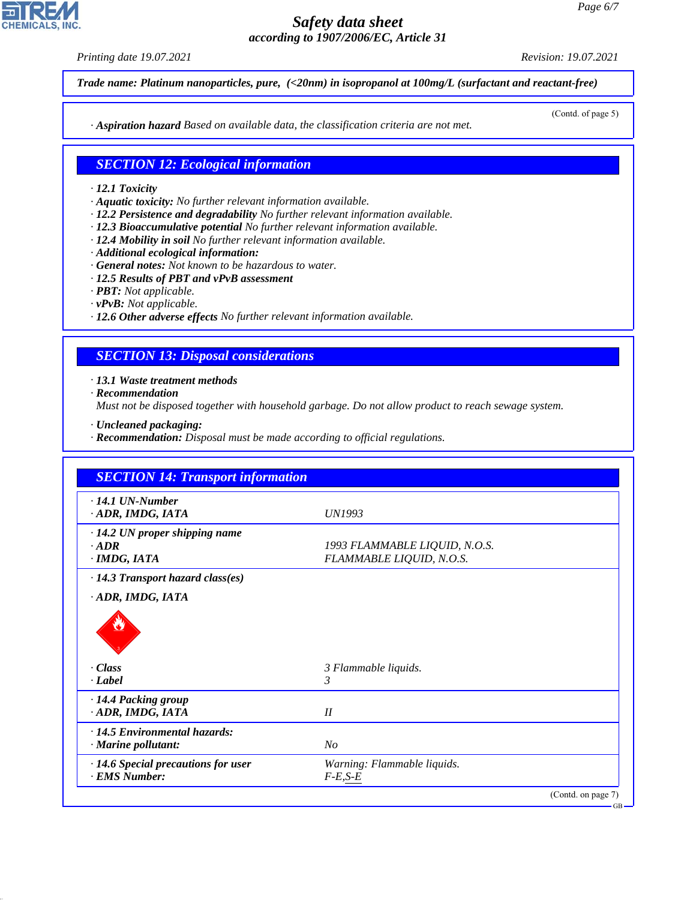Trade name: Platinum nanoparticles, pure, (<20nm) in isopropanol at 100mg/L (surfactant and reactant-free)

(Contd. of page 5)

· **Aspiration hazard** Based on available data, the classification criteria are not met.

## SECTION 12: Ecological information

· **12.1 Toxicity**
· **Aquatic toxicity:** No further relevant information available.
· **12.2 Persistence and degradability** No further relevant information available.
· **12.3 Bioaccumulative potential** No further relevant information available.
· **12.4 Mobility in soil** No further relevant information available.
· **Additional ecological information:**
· **General notes:** Not known to be hazardous to water.
· **12.5 Results of PBT and vPvB assessment**
· **PBT:** Not applicable.
· **vPvB:** Not applicable.
· **12.6 Other adverse effects** No further relevant information available.

## SECTION 13: Disposal considerations

· **13.1 Waste treatment methods**
· **Recommendation**
Must not be disposed together with household garbage. Do not allow product to reach sewage system.

· **Uncleaned packaging:**
· **Recommendation:** Disposal must be made according to official regulations.

## SECTION 14: Transport information

| | |
|---|---|
| · **14.1 UN-Number** | |
| · **ADR, IMDG, IATA** | UN1993 |
| · **14.2 UN proper shipping name** | |
| · **ADR** | 1993 FLAMMABLE LIQUID, N.O.S. |
| · **IMDG, IATA** | FLAMMABLE LIQUID, N.O.S. |
| · **14.3 Transport hazard class(es)** | |
| · **ADR, IMDG, IATA** | |
| · **Class** | 3 Flammable liquids. |
| · **Label** | 3 |
| · **14.4 Packing group** | |
| · **ADR, IMDG, IATA** | II |
| · **14.5 Environmental hazards:** | |
| · **Marine pollutant:** | No |
| · **14.6 Special precautions for user** | Warning: Flammable liquids. |
| · **EMS Number:** | F-E,S-E |

(Contd. on page 7)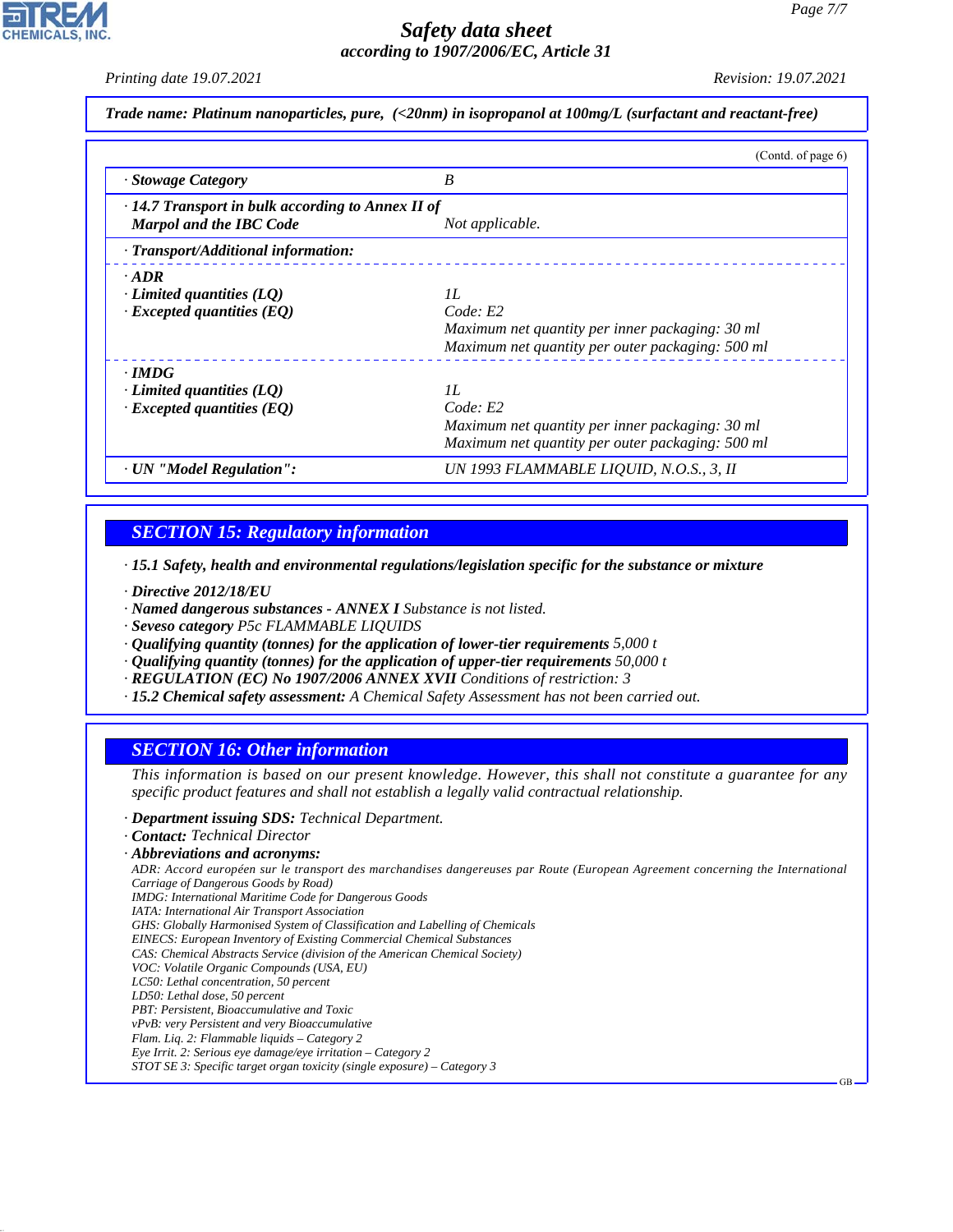Trade name: Platinum nanoparticles, pure, (<20nm) in isopropanol at 100mg/L (surfactant and reactant-free)

(Contd. of page 6)

| | |
|---|---|
| · Stowage Category | B |
| · 14.7 Transport in bulk according to Annex II of Marpol and the IBC Code | Not applicable. |
| · Transport/Additional information: | |
| · ADR | |
| · Limited quantities (LQ) | 1L |
| · Excepted quantities (EQ) | Code: E2<br>Maximum net quantity per inner packaging: 30 ml<br>Maximum net quantity per outer packaging: 500 ml |
| · IMDG | |
| · Limited quantities (LQ) | 1L |
| · Excepted quantities (EQ) | Code: E2<br>Maximum net quantity per inner packaging: 30 ml<br>Maximum net quantity per outer packaging: 500 ml |
| · UN "Model Regulation": | UN 1993 FLAMMABLE LIQUID, N.O.S., 3, II |

## SECTION 15: Regulatory information

· **15.1 Safety, health and environmental regulations/legislation specific for the substance or mixture**

· **Directive 2012/18/EU**
· **Named dangerous substances - ANNEX I** Substance is not listed.
· **Seveso category** P5c FLAMMABLE LIQUIDS
· **Qualifying quantity (tonnes) for the application of lower-tier requirements** 5,000 t
· **Qualifying quantity (tonnes) for the application of upper-tier requirements** 50,000 t
· **REGULATION (EC) No 1907/2006 ANNEX XVII** Conditions of restriction: 3
· **15.2 Chemical safety assessment:** A Chemical Safety Assessment has not been carried out.

## SECTION 16: Other information

This information is based on our present knowledge. However, this shall not constitute a guarantee for any specific product features and shall not establish a legally valid contractual relationship.

· **Department issuing SDS:** Technical Department.
· **Contact:** Technical Director
· **Abbreviations and acronyms:**
ADR: Accord européen sur le transport des marchandises dangereuses par Route (European Agreement concerning the International Carriage of Dangerous Goods by Road)
IMDG: International Maritime Code for Dangerous Goods
IATA: International Air Transport Association
GHS: Globally Harmonised System of Classification and Labelling of Chemicals
EINECS: European Inventory of Existing Commercial Chemical Substances
CAS: Chemical Abstracts Service (division of the American Chemical Society)
VOC: Volatile Organic Compounds (USA, EU)
LC50: Lethal concentration, 50 percent
LD50: Lethal dose, 50 percent
PBT: Persistent, Bioaccumulative and Toxic
vPvB: very Persistent and very Bioaccumulative
Flam. Liq. 2: Flammable liquids – Category 2
Eye Irrit. 2: Serious eye damage/eye irritation – Category 2
STOT SE 3: Specific target organ toxicity (single exposure) – Category 3